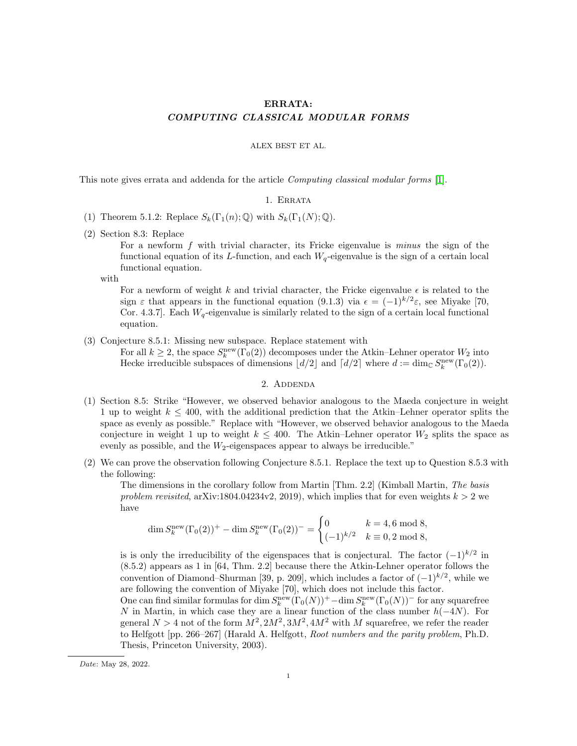# ERRATA: *COMPUTING CLASSICAL MODULAR FORMS*

ALEX BEST ET AL.

This note gives errata and addenda for the article *Computing classical modular forms* [1].

## 1. Errata

(1) Theorem 5.1.2: Replace $S_k(\Gamma_1(n);\mathbb{Q})$ with $S_k(\Gamma_1(N);\mathbb{Q})$.

(2) Section 8.3: Replace

> For a newform $f$ with trivial character, its Fricke eigenvalue is *minus* the sign of the functional equation of its $L$-function, and each $W_q$-eigenvalue is the sign of a certain local functional equation.

with

> For a newform of weight $k$ and trivial character, the Fricke eigenvalue $\epsilon$ is related to the sign $\varepsilon$ that appears in the functional equation (9.1.3) via $\epsilon = (-1)^{k/2}\varepsilon$, see Miyake [70, Cor. 4.3.7]. Each $W_q$-eigenvalue is similarly related to the sign of a certain local functional equation.

(3) Conjecture 8.5.1: Missing new subspace. Replace statement with

> For all $k \geq 2$, the space $S_k^{\mathrm{new}}(\Gamma_0(2))$ decomposes under the Atkin–Lehner operator $W_2$ into Hecke irreducible subspaces of dimensions $\lfloor d/2 \rfloor$ and $\lceil d/2 \rceil$ where $d := \dim_{\mathbb{C}} S_k^{\mathrm{new}}(\Gamma_0(2))$.

## 2. Addenda

(1) Section 8.5: Strike "However, we observed behavior analogous to the Maeda conjecture in weight 1 up to weight $k \leq 400$, with the additional prediction that the Atkin–Lehner operator splits the space as evenly as possible." Replace with "However, we observed behavior analogous to the Maeda conjecture in weight 1 up to weight $k \leq 400$. The Atkin–Lehner operator $W_2$ splits the space as evenly as possible, and the $W_2$-eigenspaces appear to always be irreducible."

(2) We can prove the observation following Conjecture 8.5.1. Replace the text up to Question 8.5.3 with the following:

> The dimensions in the corollary follow from Martin [Thm. 2.2] (Kimball Martin, *The basis problem revisited*, arXiv:1804.04234v2, 2019), which implies that for even weights $k > 2$ we have
>
> $$\dim S_k^{\mathrm{new}}(\Gamma_0(2))^+ - \dim S_k^{\mathrm{new}}(\Gamma_0(2))^- = \begin{cases} 0 & k = 4, 6 \bmod 8, \\ (-1)^{k/2} & k \equiv 0, 2 \bmod 8, \end{cases}$$
>
> is is only the irreducibility of the eigenspaces that is conjectural. The factor $(-1)^{k/2}$ in (8.5.2) appears as 1 in [64, Thm. 2.2] because there the Atkin-Lehner operator follows the convention of Diamond–Shurman [39, p. 209], which includes a factor of $(-1)^{k/2}$, while we are following the convention of Miyake [70], which does not include this factor.
>
> One can find similar formulas for $\dim S_k^{\mathrm{new}}(\Gamma_0(N))^+ - \dim S_k^{\mathrm{new}}(\Gamma_0(N))^-$ for any squarefree $N$ in Martin, in which case they are a linear function of the class number $h(-4N)$. For general $N > 4$ not of the form $M^2, 2M^2, 3M^2, 4M^2$ with $M$ squarefree, we refer the reader to Helfgott [pp. 266–267] (Harald A. Helfgott, *Root numbers and the parity problem*, Ph.D. Thesis, Princeton University, 2003).

*Date*: May 28, 2022.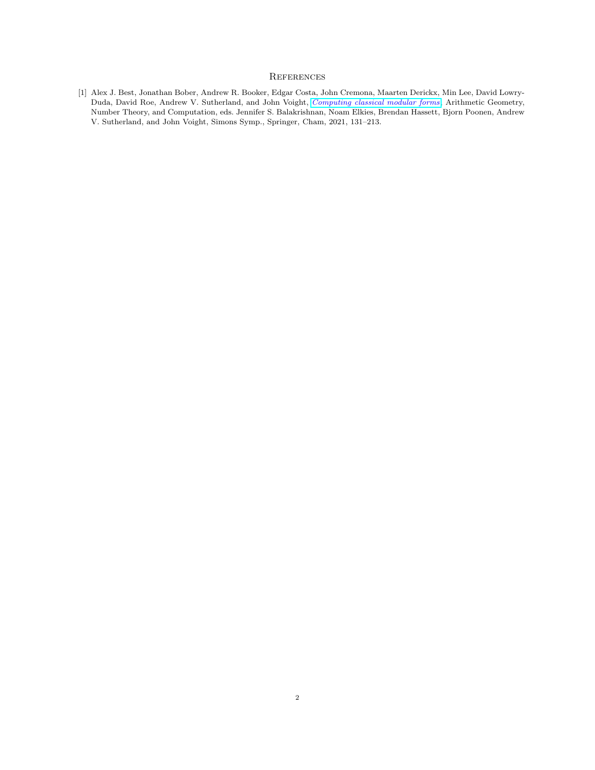## References

[1] Alex J. Best, Jonathan Bober, Andrew R. Booker, Edgar Costa, John Cremona, Maarten Derickx, Min Lee, David Lowry-Duda, David Roe, Andrew V. Sutherland, and John Voight, *Computing classical modular forms*, Arithmetic Geometry, Number Theory, and Computation, eds. Jennifer S. Balakrishnan, Noam Elkies, Brendan Hassett, Bjorn Poonen, Andrew V. Sutherland, and John Voight, Simons Symp., Springer, Cham, 2021, 131–213.